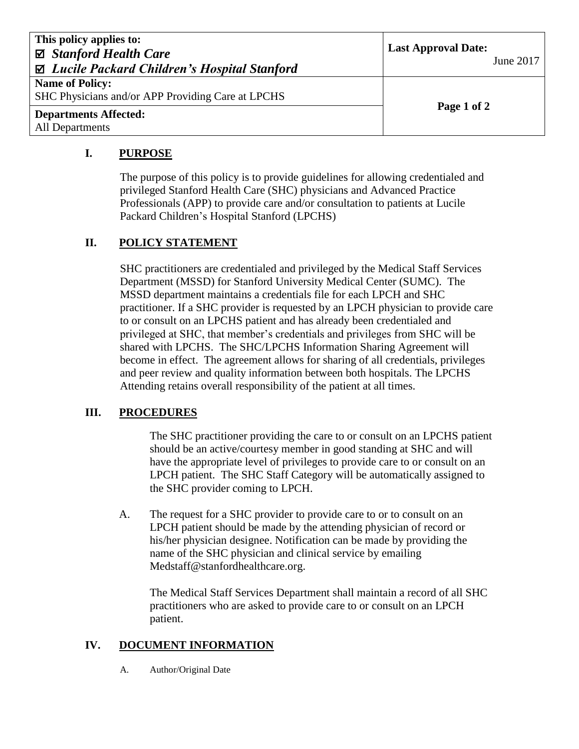| This policy applies to:<br>☑ ***Stanford Health Care***<br>☑ ***Lucile Packard Children's Hospital Stanford*** | **Last Approval Date:**<br>June 2017 |
|---|---|
| **Name of Policy:**<br>SHC Physicians and/or APP Providing Care at LPCHS | |
| **Departments Affected:**<br>All Departments | |

## I. PURPOSE

The purpose of this policy is to provide guidelines for allowing credentialed and privileged Stanford Health Care (SHC) physicians and Advanced Practice Professionals (APP) to provide care and/or consultation to patients at Lucile Packard Children's Hospital Stanford (LPCHS)

## II. POLICY STATEMENT

SHC practitioners are credentialed and privileged by the Medical Staff Services Department (MSSD) for Stanford University Medical Center (SUMC). The MSSD department maintains a credentials file for each LPCH and SHC practitioner. If a SHC provider is requested by an LPCH physician to provide care to or consult on an LPCHS patient and has already been credentialed and privileged at SHC, that member's credentials and privileges from SHC will be shared with LPCHS. The SHC/LPCHS Information Sharing Agreement will become in effect. The agreement allows for sharing of all credentials, privileges and peer review and quality information between both hospitals. The LPCHS Attending retains overall responsibility of the patient at all times.

## III. PROCEDURES

The SHC practitioner providing the care to or consult on an LPCHS patient should be an active/courtesy member in good standing at SHC and will have the appropriate level of privileges to provide care to or consult on an LPCH patient. The SHC Staff Category will be automatically assigned to the SHC provider coming to LPCH.

A. The request for a SHC provider to provide care to or to consult on an LPCH patient should be made by the attending physician of record or his/her physician designee. Notification can be made by providing the name of the SHC physician and clinical service by emailing Medstaff@stanfordhealthcare.org.

   The Medical Staff Services Department shall maintain a record of all SHC practitioners who are asked to provide care to or consult on an LPCH patient.

## IV. DOCUMENT INFORMATION

A. Author/Original Date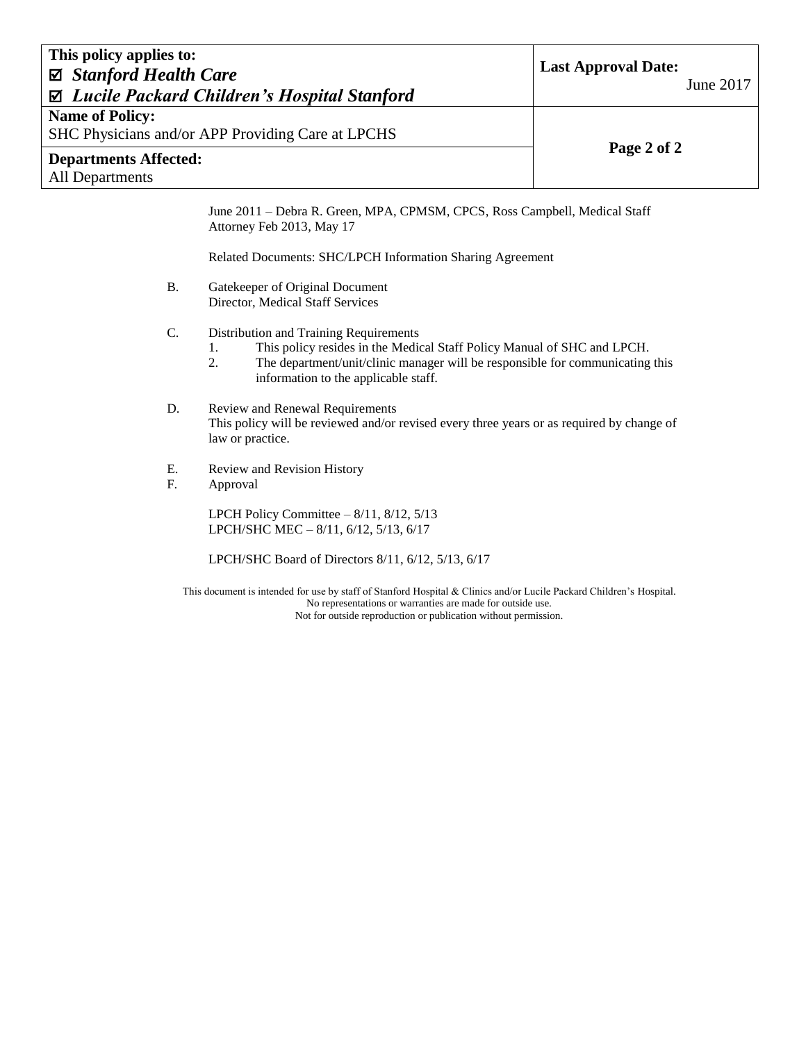June 2011 – Debra R. Green, MPA, CPMSM, CPCS, Ross Campbell, Medical Staff Attorney Feb 2013, May 17

Related Documents: SHC/LPCH Information Sharing Agreement

B. Gatekeeper of Original Document
   Director, Medical Staff Services

C. Distribution and Training Requirements
   1. This policy resides in the Medical Staff Policy Manual of SHC and LPCH.
   2. The department/unit/clinic manager will be responsible for communicating this information to the applicable staff.

D. Review and Renewal Requirements
   This policy will be reviewed and/or revised every three years or as required by change of law or practice.

E. Review and Revision History

F. Approval

   LPCH Policy Committee – 8/11, 8/12, 5/13
   LPCH/SHC MEC – 8/11, 6/12, 5/13, 6/17

   LPCH/SHC Board of Directors 8/11, 6/12, 5/13, 6/17

This document is intended for use by staff of Stanford Hospital & Clinics and/or Lucile Packard Children's Hospital.
No representations or warranties are made for outside use.
Not for outside reproduction or publication without permission.